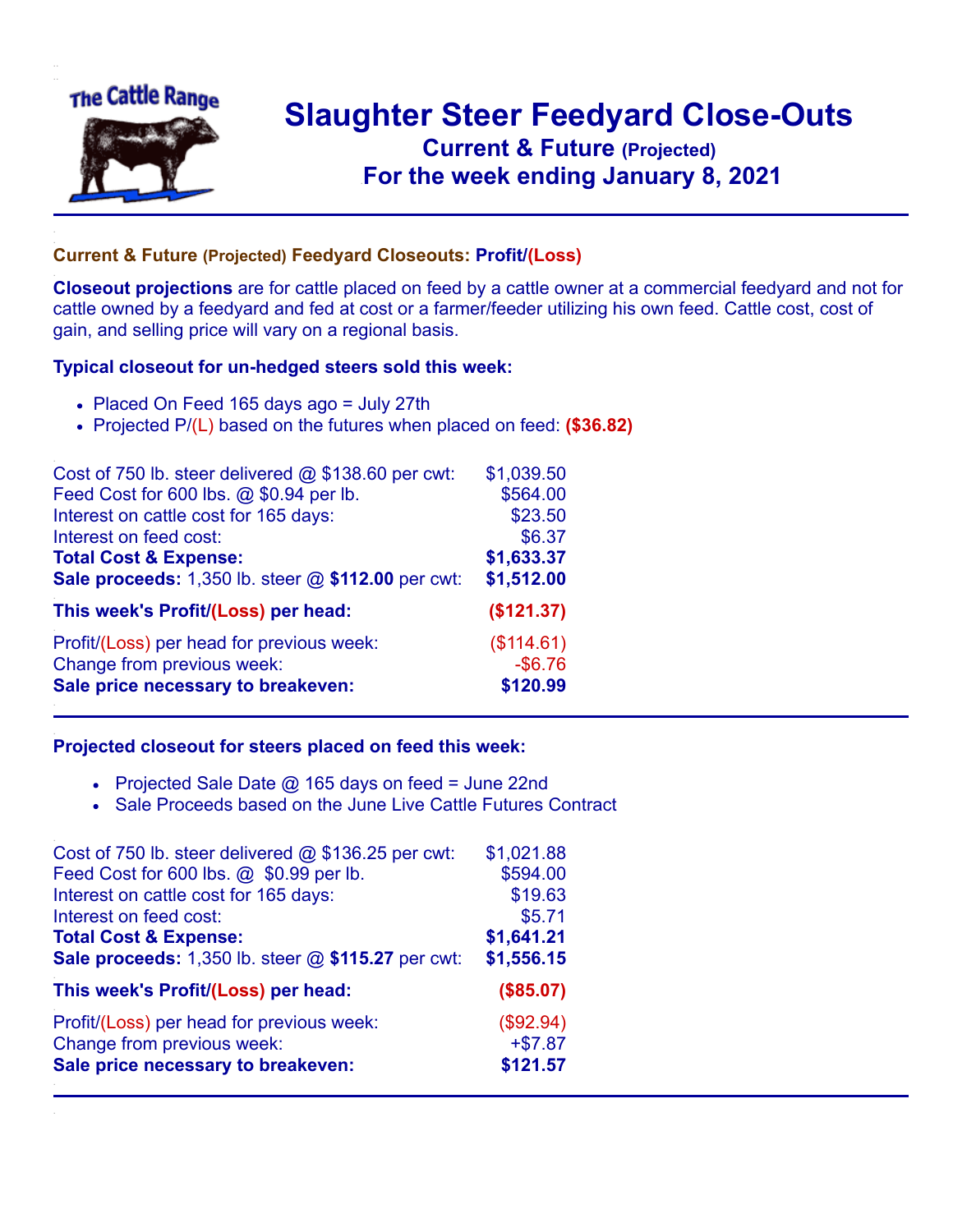# Slaughter Steer Feedyard Close-Outs

## Current & Future (Projected)

## For the week ending January 8, 2021

### Current & Future (Projected) Feedyard Closeouts: Profit/(Loss)

**Closeout projections** are for cattle placed on feed by a cattle owner at a commercial feedyard and not for cattle owned by a feedyard and fed at cost or a farmer/feeder utilizing his own feed. Cattle cost, cost of gain, and selling price will vary on a regional basis.

### Typical closeout for un-hedged steers sold this week:

- Placed On Feed 165 days ago = July 27th
- Projected P/(L) based on the futures when placed on feed: **($36.82)**

| | |
|---|---|
| Cost of 750 lb. steer delivered @ $138.60 per cwt: | $1,039.50 |
| Feed Cost for 600 lbs. @ $0.94 per lb. | $564.00 |
| Interest on cattle cost for 165 days: | $23.50 |
| Interest on feed cost: | $6.37 |
| **Total Cost & Expense:** | **$1,633.37** |
| **Sale proceeds:** 1,350 lb. steer @ **$112.00** per cwt: | **$1,512.00** |
| **This week's Profit/(Loss) per head:** | **($121.37)** |
| Profit/(Loss) per head for previous week: | ($114.61) |
| Change from previous week: | -$6.76 |
| **Sale price necessary to breakeven:** | **$120.99** |

### Projected closeout for steers placed on feed this week:

- Projected Sale Date @ 165 days on feed = June 22nd
- Sale Proceeds based on the June Live Cattle Futures Contract

| | |
|---|---|
| Cost of 750 lb. steer delivered @ $136.25 per cwt: | $1,021.88 |
| Feed Cost for 600 lbs. @ $0.99 per lb. | $594.00 |
| Interest on cattle cost for 165 days: | $19.63 |
| Interest on feed cost: | $5.71 |
| **Total Cost & Expense:** | **$1,641.21** |
| **Sale proceeds:** 1,350 lb. steer @ **$115.27** per cwt: | **$1,556.15** |
| **This week's Profit/(Loss) per head:** | **($85.07)** |
| Profit/(Loss) per head for previous week: | ($92.94) |
| Change from previous week: | +$7.87 |
| **Sale price necessary to breakeven:** | **$121.57** |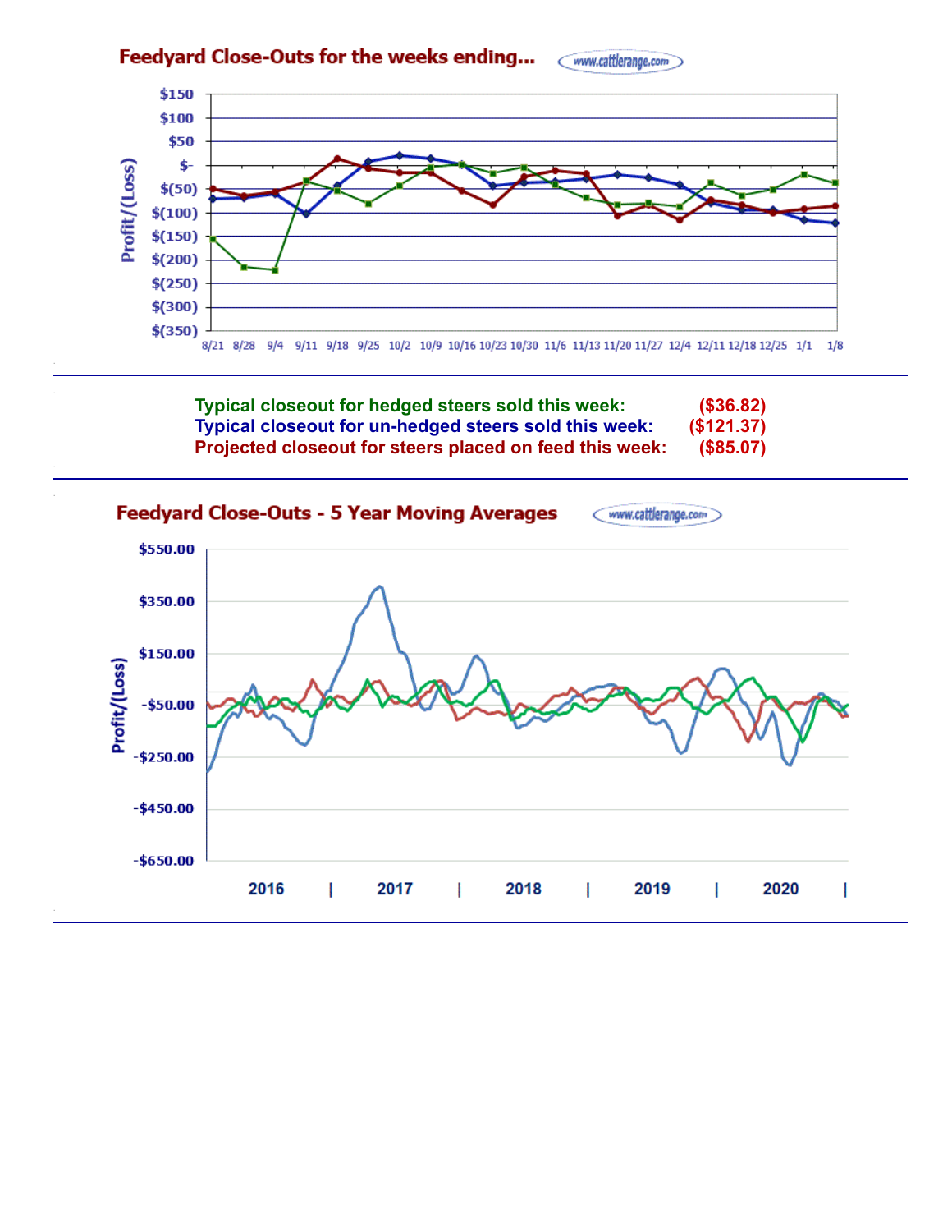## Feedyard Close-Outs for the weeks ending...

www.cattlerange.com

$150
$100
$50
$-
$(50)
$(100)
$(150)
$(200)
$(250)
$(300)
$(350)

Profit/(Loss)

8/21 8/28 9/4 9/11 9/18 9/25 10/2 10/9 10/16 10/23 10/30 11/6 11/13 11/20 11/27 12/4 12/11 12/18 12/25 1/1 1/8

---

**Typical closeout for hedged steers sold this week:** ($36.82)
**Typical closeout for un-hedged steers sold this week:** ($121.37)
**Projected closeout for steers placed on feed this week:** ($85.07)

---

## Feedyard Close-Outs - 5 Year Moving Averages

www.cattlerange.com

$550.00
$350.00
$150.00
-$50.00
-$250.00
-$450.00
-$650.00

Profit/(Loss)

2016 | 2017 | 2018 | 2019 | 2020 |